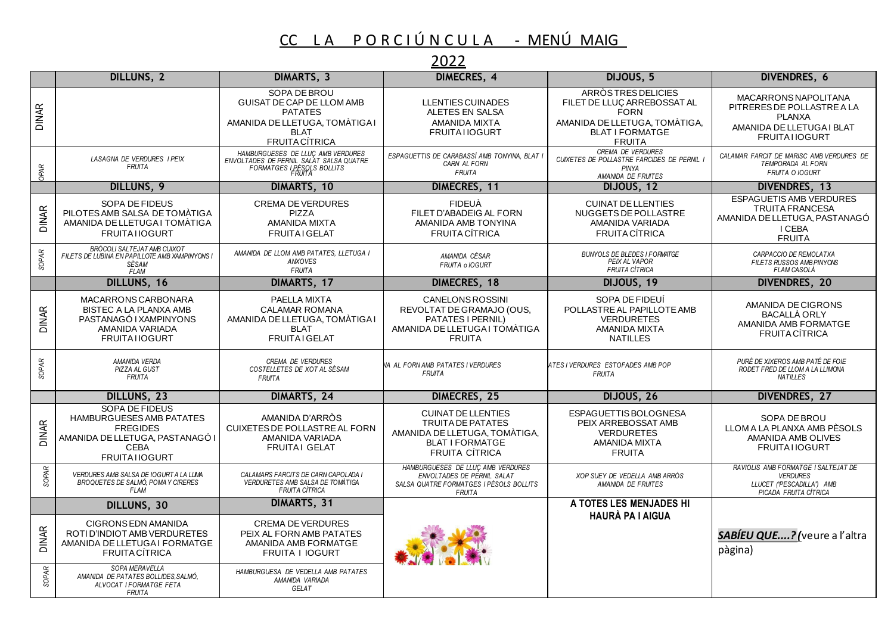# CC LA PORCIÚNCULA - MENÚ MAIG 2022

| | DILLUNS, 2 | DIMARTS, 3 | DIMECRES, 4 | DIJOUS, 5 | DIVENDRES, 6 |
|---|---|---|---|---|---|
| DINAR | | SOPA DE BROU<br>GUISAT DE CAP DE LLOM AMB PATATES<br>AMANIDA DE LLETUGA, TOMÀTIGA I BLAT<br>FRUITA CÍTRICA | LLENTIES CUINADES<br>ALETES EN SALSA<br>AMANIDA MIXTA<br>FRUITA I IOGURT | ARRÒS TRES DELICIES<br>FILET DE LLUÇ ARREBOSSAT AL FORN<br>AMANIDA DE LLETUGA, TOMÀTIGA, BLAT I FORMATGE<br>FRUITA | MACARRONS NAPOLITANA<br>PITRERES DE POLLASTRE A LA PLANXA<br>AMANIDA DE LLETUGA I BLAT<br>FRUITA I IOGURT |
| SOPAR | *LASAGNA DE VERDURES I PEIX*<br>*FRUITA* | *HAMBURGUESES DE LLUÇ AMB VERDURES ENVOLTADES DE PERNIL SALAT SALSA QUATRE FORMATGES I PÈSOLS BOLLITS*<br>*FRUITA* | *ESPAGUETTIS DE CARABASSÍ AMB TONYINA, BLAT I CARN AL FORN*<br>*FRUITA* | *CREMA DE VERDURES*<br>*CUIXETES DE POLLASTRE FARCIDES DE PERNIL I PINYA*<br>*AMANIDA DE FRUITES* | *CALAMAR FARCIT DE MARISC AMB VERDURES DE TEMPORADA AL FORN*<br>*FRUITA O IOGURT* |
| | **DILLUNS, 9** | **DIMARTS, 10** | **DIMECRES, 11** | **DIJOUS, 12** | **DIVENDRES, 13** |
| DINAR | SOPA DE FIDEUS<br>PILOTES AMB SALSA DE TOMÀTIGA<br>AMANIDA DE LLETUGA I TOMÀTIGA<br>FRUITA I IOGURT | CREMA DE VERDURES<br>PIZZA<br>AMANIDA MIXTA<br>FRUITA I GELAT | FIDEUÀ<br>FILET D'ABADEIG AL FORN<br>AMANIDA AMB TONYINA<br>FRUITA CÍTRICA | CUINAT DE LLENTIES<br>NUGGETS DE POLLASTRE<br>AMANIDA VARIADA<br>FRUITA CÍTRICA | ESPAGUETIS AMB VERDURES<br>TRUITA FRANCESA<br>AMANIDA DE LLETUGA, PASTANAGÓ I CEBA<br>FRUITA |
| SOPAR | *BRÒCOLI SALTEJAT AMB CUIXOT*<br>*FILETS DE LUBINA EN PAPILLOTE AMB XAMPINYONS I SÈSAM*<br>*FLAM* | *AMANIDA DE LLOM AMB PATATES, LLETUGA I ANXOVES*<br>*FRUITA* | *AMANIDA CÉSAR*<br>*FRUITA o IOGURT* | *BUNYOLS DE BLEDES I FORMATGE*<br>*PEIX AL VAPOR*<br>*FRUITA CÍTRICA* | *CARPACCIO DE REMOLATXA*<br>*FILETS RUSSOS AMB PINYONS*<br>*FLAM CASOLÀ* |
| | **DILLUNS, 16** | **DIMARTS, 17** | **DIMECRES, 18** | **DIJOUS, 19** | **DIVENDRES, 20** |
| DINAR | MACARRONS CARBONARA<br>BISTEC A LA PLANXA AMB PASTANAGÓ I XAMPINYONS<br>AMANIDA VARIADA<br>FRUITA I IOGURT | PAELLA MIXTA<br>CALAMAR ROMANA<br>AMANIDA DE LLETUGA, TOMÀTIGA I BLAT<br>FRUITA I GELAT | CANELONS ROSSINI<br>REVOLTAT DE GRAMAJO (OUS, PATATES I PERNIL)<br>AMANIDA DE LLETUGA I TOMÀTIGA<br>FRUITA | SOPA DE FIDEUÍ<br>POLLASTRE AL PAPILLOTE AMB VERDURETES<br>AMANIDA MIXTA<br>NATILLES | AMANIDA DE CIGRONS<br>BACALLÀ ORLY<br>AMANIDA AMB FORMATGE<br>FRUITA CÍTRICA |
| SOPAR | *AMANIDA VERDA*<br>*PIZZA AL GUST*<br>*FRUITA* | *CREMA DE VERDURES*<br>*COSTELLETES DE XOT AL SÈSAM*<br>*FRUITA* | *...NA AL FORN AMB PATATES I VERDURES*<br>*FRUITA* | *...ATES I VERDURES ESTOFADES AMB POP*<br>*FRUITA* | *PURÉ DE XIXEROS AMB PATÉ DE FOIE*<br>*RODET FRED DE LLOM A LA LLIMONA*<br>*NATILLES* |
| | **DILLUNS, 23** | **DIMARTS, 24** | **DIMECRES, 25** | **DIJOUS, 26** | **DIVENDRES, 27** |
| DINAR | SOPA DE FIDEUS<br>HAMBURGUESES AMB PATATES FREGIDES<br>AMANIDA DE LLETUGA, PASTANAGÓ I CEBA<br>FRUITA I IOGURT | AMANIDA D'ARRÒS<br>CUIXETES DE POLLASTRE AL FORN<br>AMANIDA VARIADA<br>FRUITA I GELAT | CUINAT DE LLENTIES<br>TRUITA DE PATATES<br>AMANIDA DE LLETUGA, TOMÀTIGA, BLAT I FORMATGE<br>FRUITA CÍTRICA | ESPAGUETTIS BOLOGNESA<br>PEIX ARREBOSSAT AMB VERDURETES<br>AMANIDA MIXTA<br>FRUITA | SOPA DE BROU<br>LLOM A LA PLANXA AMB PÈSOLS<br>AMANIDA AMB OLIVES<br>FRUITA I IOGURT |
| SOPAR | *VERDURES AMB SALSA DE IOGURT A LA LLIMA*<br>*BROQUETES DE SALMÓ, POMA Y CIRERES*<br>*FLAM* | *CALAMARS FARCITS DE CARN CAPOLADA I VERDURETES AMB SALSA DE TOMÀTIGA*<br>*FRUITA CÍTRICA* | *HAMBURGUESES DE LLUÇ AMB VERDURES ENVOLTADES DE PERNIL SALAT SALSA QUATRE FORMATGES I PÈSOLS BOLLITS*<br>*FRUITA* | *XOP SUEY DE VEDELLA AMB ARRÒS*<br>*AMANIDA DE FRUITES* | *RAVIOLIS AMB FORMATGE I SALTEJAT DE VERDURES*<br>*LLUCET ("PESCADILLA") AMB PICADA FRUITA CÍTRICA* |
| | **DILLUNS, 30** | **DIMARTS, 31** | | **A TOTES LES MENJADES HI HAURÀ PA I AIGUA** | ***SABÍEU QUE....?*** (veure a l'altra pàgina) |
| DINAR | CIGRONS EDN AMANIDA<br>ROTI D'INDIOT AMB VERDURETES<br>AMANIDA DE LLETUGA I FORMATGE<br>FRUITA CÍTRICA | CREMA DE VERDURES<br>PEIX AL FORN AMB PATATES<br>AMANIDA AMB FORMATGE<br>FRUITA I IOGURT | | | |
| SOPAR | *SOPA MERAVELLA*<br>*AMANIDA DE PATATES BOLLIDES, SALMÓ, ALVOCAT I FORMATGE FETA*<br>*FRUITA* | *HAMBURGUESA DE VEDELLA AMB PATATES*<br>*AMANIDA VARIADA*<br>*GELAT* | | | |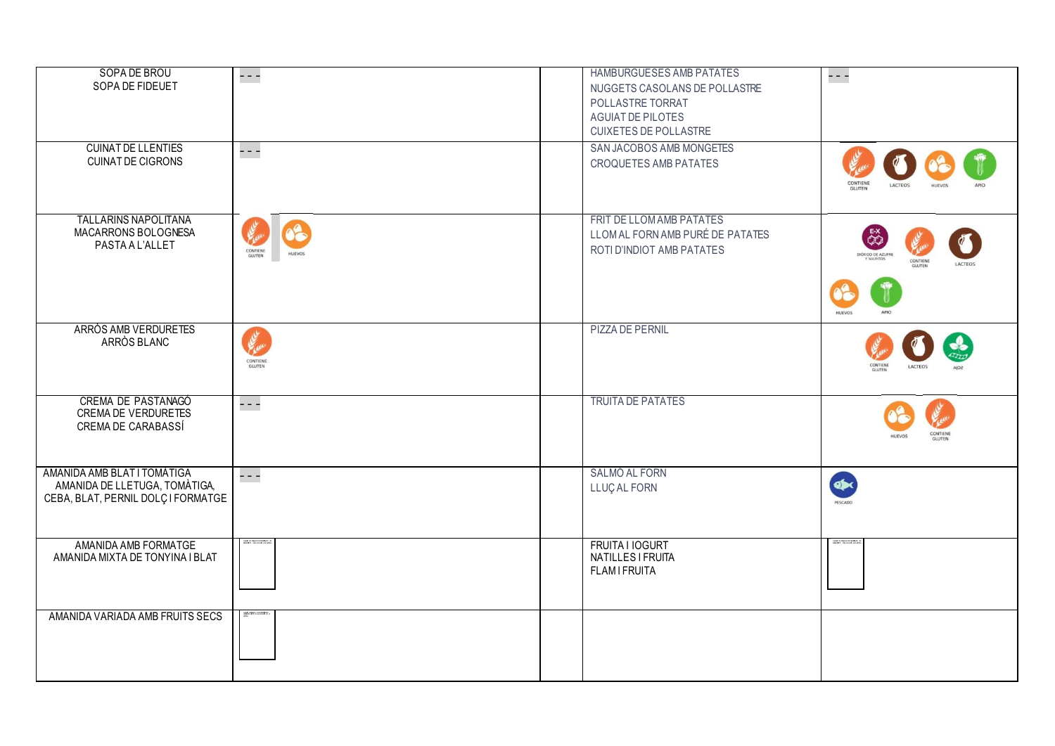| | | | | |
|---|---|---|---|---|
| SOPA DE BROU<br>SOPA DE FIDEUET | - - - | | HAMBURGUESES AMB PATATES<br>NUGGETS CASOLANS DE POLLASTRE<br>POLLASTRE TORRAT<br>AGUIAT DE PILOTES<br>CUIXETES DE POLLASTRE | - - - |
| CUINAT DE LLENTIES<br>CUINAT DE CIGRONS | - - - | | SAN JACOBOS AMB MONGETES<br>CROQUETES AMB PATATES | CONTIENE GLUTEN, LACTEOS, HUEVOS, APIO |
| TALLARINS NAPOLITANA<br>MACARRONS BOLOGNESA<br>PASTA A L'ALLET | CONTIENE GLUTEN, HUEVOS | | FRIT DE LLOM AMB PATATES<br>LLOM AL FORN AMB PURÉ DE PATATES<br>ROTI D'INDIOT AMB PATATES | DIÓXIDO DE AZUFRE Y SULFITOS, CONTIENE GLUTEN, LACTEOS, HUEVOS, APIO |
| ARRÒS AMB VERDURETES<br>ARRÒS BLANC | CONTIENE GLUTEN | | PIZZA DE PERNIL | CONTIENE GLUTEN, LACTEOS, APIO |
| CREMA DE PASTANAGÓ<br>CREMA DE VERDURETES<br>CREMA DE CARABASSÍ | - - - | | TRUITA DE PATATES | HUEVOS, CONTIENE GLUTEN |
| AMANIDA AMB BLAT I TOMÀTIGA<br>AMANIDA DE LLETUGA, TOMÀTIGA, CEBA, BLAT, PERNIL DOLÇ I FORMATGE | - - - | | SALMÓ AL FORN<br>LLUÇ AL FORN | PESCADO |
| AMANIDA AMB FORMATGE<br>AMANIDA MIXTA DE TONYINA I BLAT | | | FRUITA I IOGURT<br>NATILLES I FRUITA<br>FLAM I FRUITA | |
| AMANIDA VARIADA AMB FRUITS SECS | | | | |